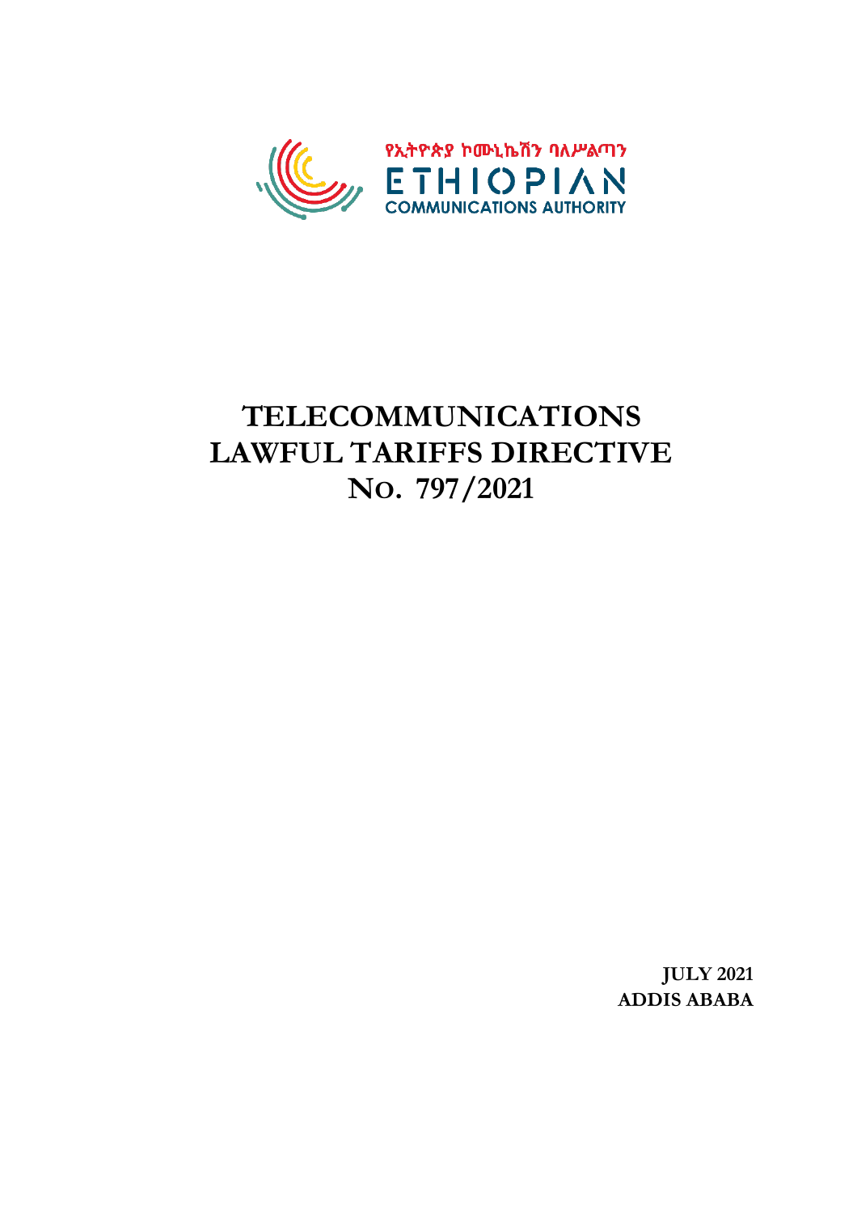የኢትዮጵያ ኮሙኒኬሽን ባለሥልጣን

ETHIOPIAN COMMUNICATIONS AUTHORITY

# TELECOMMUNICATIONS LAWFUL TARIFFS DIRECTIVE NO. 797/2021

**JULY 2021**
**ADDIS ABABA**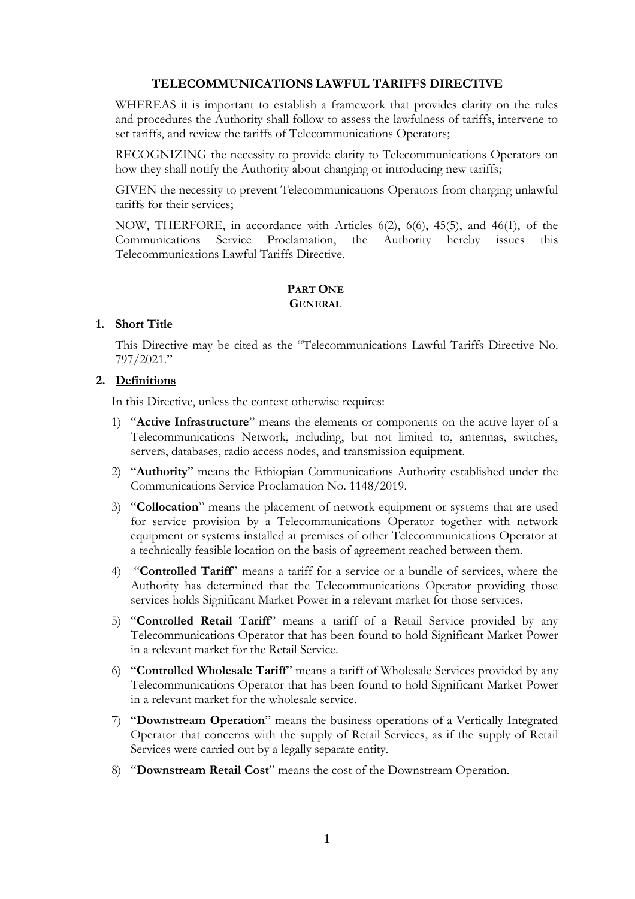## TELECOMMUNICATIONS LAWFUL TARIFFS DIRECTIVE

WHEREAS it is important to establish a framework that provides clarity on the rules and procedures the Authority shall follow to assess the lawfulness of tariffs, intervene to set tariffs, and review the tariffs of Telecommunications Operators;

RECOGNIZING the necessity to provide clarity to Telecommunications Operators on how they shall notify the Authority about changing or introducing new tariffs;

GIVEN the necessity to prevent Telecommunications Operators from charging unlawful tariffs for their services;

NOW, THERFORE, in accordance with Articles 6(2), 6(6), 45(5), and 46(1), of the Communications Service Proclamation, the Authority hereby issues this Telecommunications Lawful Tariffs Directive.

## PART ONE
## GENERAL

### 1. Short Title

This Directive may be cited as the "Telecommunications Lawful Tariffs Directive No. 797/2021."

### 2. Definitions

In this Directive, unless the context otherwise requires:

1) "**Active Infrastructure**" means the elements or components on the active layer of a Telecommunications Network, including, but not limited to, antennas, switches, servers, databases, radio access nodes, and transmission equipment.

2) "**Authority**" means the Ethiopian Communications Authority established under the Communications Service Proclamation No. 1148/2019.

3) "**Collocation**" means the placement of network equipment or systems that are used for service provision by a Telecommunications Operator together with network equipment or systems installed at premises of other Telecommunications Operator at a technically feasible location on the basis of agreement reached between them.

4) "**Controlled Tariff**" means a tariff for a service or a bundle of services, where the Authority has determined that the Telecommunications Operator providing those services holds Significant Market Power in a relevant market for those services.

5) "**Controlled Retail Tariff**" means a tariff of a Retail Service provided by any Telecommunications Operator that has been found to hold Significant Market Power in a relevant market for the Retail Service.

6) "**Controlled Wholesale Tariff**" means a tariff of Wholesale Services provided by any Telecommunications Operator that has been found to hold Significant Market Power in a relevant market for the wholesale service.

7) "**Downstream Operation**" means the business operations of a Vertically Integrated Operator that concerns with the supply of Retail Services, as if the supply of Retail Services were carried out by a legally separate entity.

8) "**Downstream Retail Cost**" means the cost of the Downstream Operation.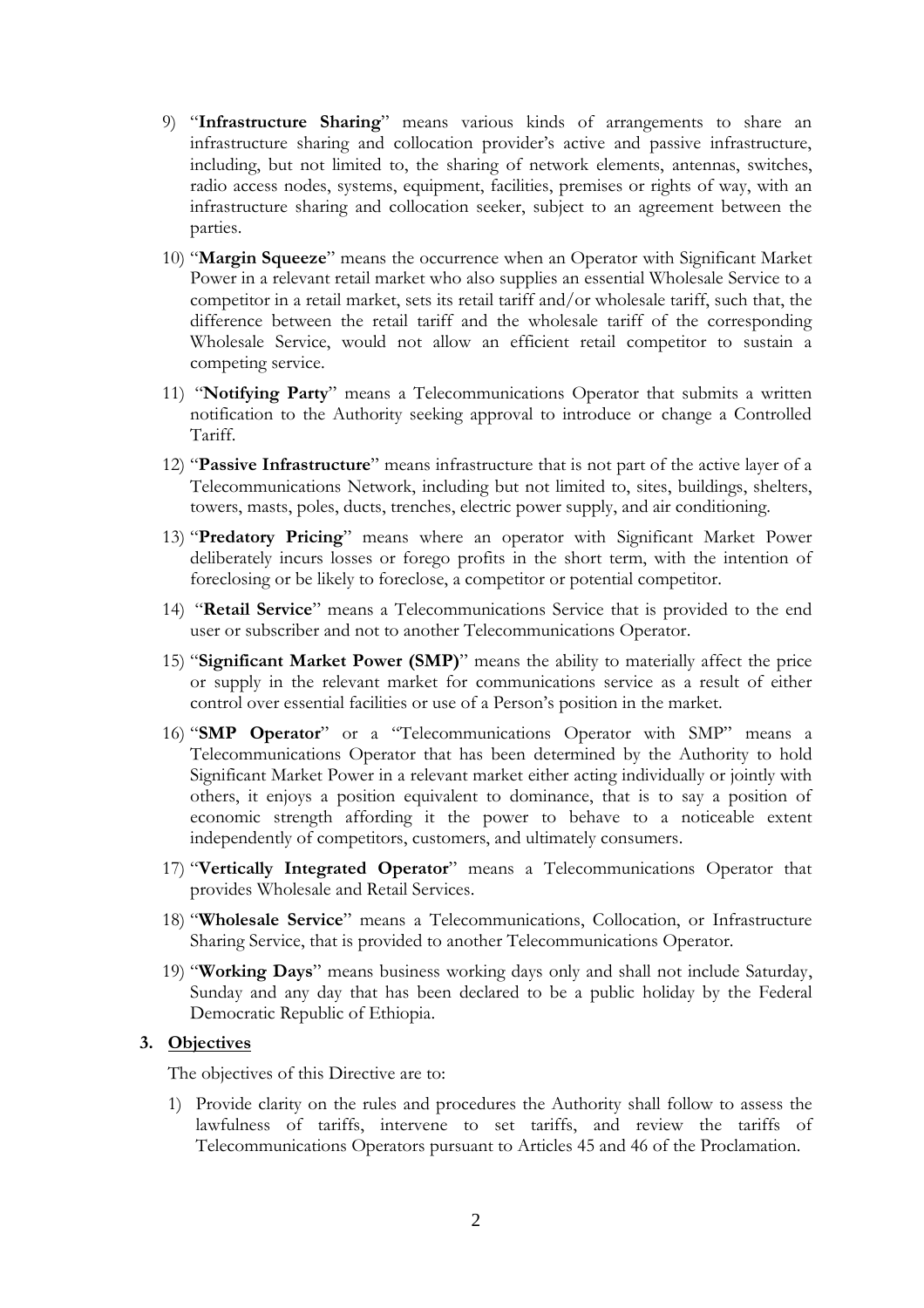9) "**Infrastructure Sharing**" means various kinds of arrangements to share an infrastructure sharing and collocation provider's active and passive infrastructure, including, but not limited to, the sharing of network elements, antennas, switches, radio access nodes, systems, equipment, facilities, premises or rights of way, with an infrastructure sharing and collocation seeker, subject to an agreement between the parties.

10) "**Margin Squeeze**" means the occurrence when an Operator with Significant Market Power in a relevant retail market who also supplies an essential Wholesale Service to a competitor in a retail market, sets its retail tariff and/or wholesale tariff, such that, the difference between the retail tariff and the wholesale tariff of the corresponding Wholesale Service, would not allow an efficient retail competitor to sustain a competing service.

11) "**Notifying Party**" means a Telecommunications Operator that submits a written notification to the Authority seeking approval to introduce or change a Controlled Tariff.

12) "**Passive Infrastructure**" means infrastructure that is not part of the active layer of a Telecommunications Network, including but not limited to, sites, buildings, shelters, towers, masts, poles, ducts, trenches, electric power supply, and air conditioning.

13) "**Predatory Pricing**" means where an operator with Significant Market Power deliberately incurs losses or forego profits in the short term, with the intention of foreclosing or be likely to foreclose, a competitor or potential competitor.

14) "**Retail Service**" means a Telecommunications Service that is provided to the end user or subscriber and not to another Telecommunications Operator.

15) "**Significant Market Power (SMP)**" means the ability to materially affect the price or supply in the relevant market for communications service as a result of either control over essential facilities or use of a Person's position in the market.

16) "**SMP Operator**" or a "Telecommunications Operator with SMP" means a Telecommunications Operator that has been determined by the Authority to hold Significant Market Power in a relevant market either acting individually or jointly with others, it enjoys a position equivalent to dominance, that is to say a position of economic strength affording it the power to behave to a noticeable extent independently of competitors, customers, and ultimately consumers.

17) "**Vertically Integrated Operator**" means a Telecommunications Operator that provides Wholesale and Retail Services.

18) "**Wholesale Service**" means a Telecommunications, Collocation, or Infrastructure Sharing Service, that is provided to another Telecommunications Operator.

19) "**Working Days**" means business working days only and shall not include Saturday, Sunday and any day that has been declared to be a public holiday by the Federal Democratic Republic of Ethiopia.

## 3. Objectives

The objectives of this Directive are to:

1) Provide clarity on the rules and procedures the Authority shall follow to assess the lawfulness of tariffs, intervene to set tariffs, and review the tariffs of Telecommunications Operators pursuant to Articles 45 and 46 of the Proclamation.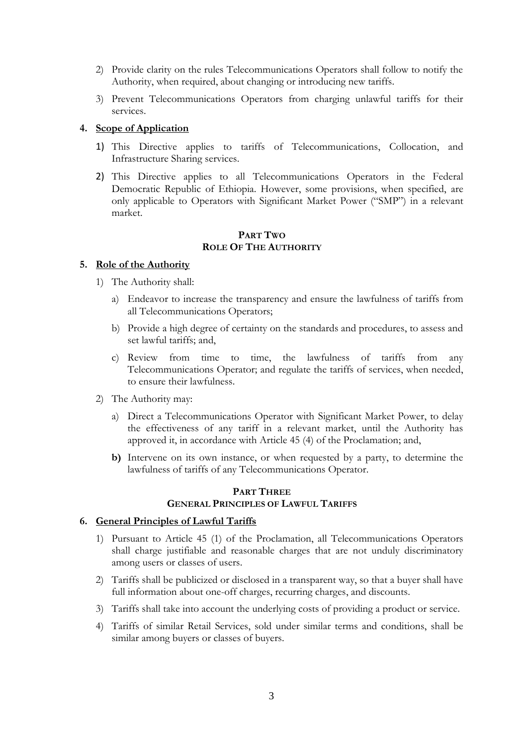2) Provide clarity on the rules Telecommunications Operators shall follow to notify the Authority, when required, about changing or introducing new tariffs.

3) Prevent Telecommunications Operators from charging unlawful tariffs for their services.

### 4. Scope of Application

1) This Directive applies to tariffs of Telecommunications, Collocation, and Infrastructure Sharing services.

2) This Directive applies to all Telecommunications Operators in the Federal Democratic Republic of Ethiopia. However, some provisions, when specified, are only applicable to Operators with Significant Market Power ("SMP") in a relevant market.

## PART TWO
## ROLE OF THE AUTHORITY

### 5. Role of the Authority

1) The Authority shall:

   a) Endeavor to increase the transparency and ensure the lawfulness of tariffs from all Telecommunications Operators;

   b) Provide a high degree of certainty on the standards and procedures, to assess and set lawful tariffs; and,

   c) Review from time to time, the lawfulness of tariffs from any Telecommunications Operator; and regulate the tariffs of services, when needed, to ensure their lawfulness.

2) The Authority may:

   a) Direct a Telecommunications Operator with Significant Market Power, to delay the effectiveness of any tariff in a relevant market, until the Authority has approved it, in accordance with Article 45 (4) of the Proclamation; and,

   **b)** Intervene on its own instance, or when requested by a party, to determine the lawfulness of tariffs of any Telecommunications Operator.

## PART THREE
## GENERAL PRINCIPLES OF LAWFUL TARIFFS

### 6. General Principles of Lawful Tariffs

1) Pursuant to Article 45 (1) of the Proclamation, all Telecommunications Operators shall charge justifiable and reasonable charges that are not unduly discriminatory among users or classes of users.

2) Tariffs shall be publicized or disclosed in a transparent way, so that a buyer shall have full information about one-off charges, recurring charges, and discounts.

3) Tariffs shall take into account the underlying costs of providing a product or service.

4) Tariffs of similar Retail Services, sold under similar terms and conditions, shall be similar among buyers or classes of buyers.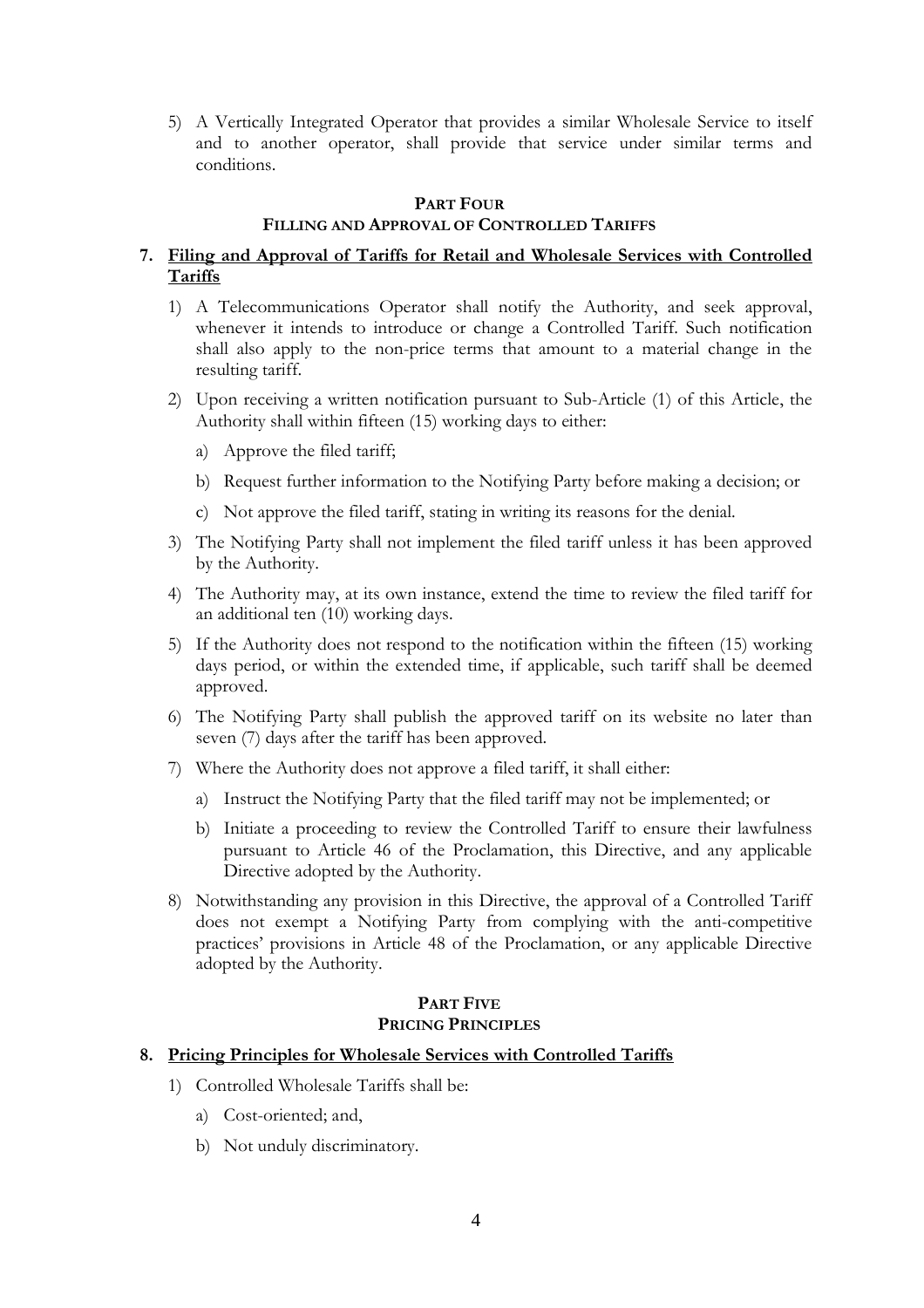5) A Vertically Integrated Operator that provides a similar Wholesale Service to itself and to another operator, shall provide that service under similar terms and conditions.

## PART FOUR
## FILLING AND APPROVAL OF CONTROLLED TARIFFS

### 7. Filing and Approval of Tariffs for Retail and Wholesale Services with Controlled Tariffs

1) A Telecommunications Operator shall notify the Authority, and seek approval, whenever it intends to introduce or change a Controlled Tariff. Such notification shall also apply to the non-price terms that amount to a material change in the resulting tariff.

2) Upon receiving a written notification pursuant to Sub-Article (1) of this Article, the Authority shall within fifteen (15) working days to either:

    a) Approve the filed tariff;

    b) Request further information to the Notifying Party before making a decision; or

    c) Not approve the filed tariff, stating in writing its reasons for the denial.

3) The Notifying Party shall not implement the filed tariff unless it has been approved by the Authority.

4) The Authority may, at its own instance, extend the time to review the filed tariff for an additional ten (10) working days.

5) If the Authority does not respond to the notification within the fifteen (15) working days period, or within the extended time, if applicable, such tariff shall be deemed approved.

6) The Notifying Party shall publish the approved tariff on its website no later than seven (7) days after the tariff has been approved.

7) Where the Authority does not approve a filed tariff, it shall either:

    a) Instruct the Notifying Party that the filed tariff may not be implemented; or

    b) Initiate a proceeding to review the Controlled Tariff to ensure their lawfulness pursuant to Article 46 of the Proclamation, this Directive, and any applicable Directive adopted by the Authority.

8) Notwithstanding any provision in this Directive, the approval of a Controlled Tariff does not exempt a Notifying Party from complying with the anti-competitive practices' provisions in Article 48 of the Proclamation, or any applicable Directive adopted by the Authority.

## PART FIVE
## PRICING PRINCIPLES

### 8. Pricing Principles for Wholesale Services with Controlled Tariffs

1) Controlled Wholesale Tariffs shall be:

    a) Cost-oriented; and,

    b) Not unduly discriminatory.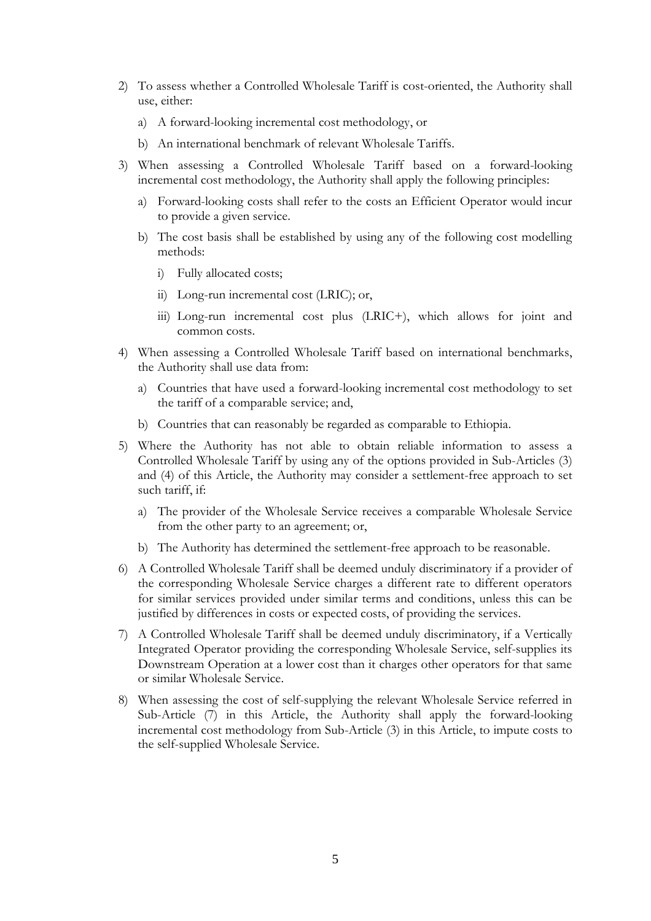2) To assess whether a Controlled Wholesale Tariff is cost-oriented, the Authority shall use, either:

    a) A forward-looking incremental cost methodology, or

    b) An international benchmark of relevant Wholesale Tariffs.

3) When assessing a Controlled Wholesale Tariff based on a forward-looking incremental cost methodology, the Authority shall apply the following principles:

    a) Forward-looking costs shall refer to the costs an Efficient Operator would incur to provide a given service.

    b) The cost basis shall be established by using any of the following cost modelling methods:

        i) Fully allocated costs;

        ii) Long-run incremental cost (LRIC); or,

        iii) Long-run incremental cost plus (LRIC+), which allows for joint and common costs.

4) When assessing a Controlled Wholesale Tariff based on international benchmarks, the Authority shall use data from:

    a) Countries that have used a forward-looking incremental cost methodology to set the tariff of a comparable service; and,

    b) Countries that can reasonably be regarded as comparable to Ethiopia.

5) Where the Authority has not able to obtain reliable information to assess a Controlled Wholesale Tariff by using any of the options provided in Sub-Articles (3) and (4) of this Article, the Authority may consider a settlement-free approach to set such tariff, if:

    a) The provider of the Wholesale Service receives a comparable Wholesale Service from the other party to an agreement; or,

    b) The Authority has determined the settlement-free approach to be reasonable.

6) A Controlled Wholesale Tariff shall be deemed unduly discriminatory if a provider of the corresponding Wholesale Service charges a different rate to different operators for similar services provided under similar terms and conditions, unless this can be justified by differences in costs or expected costs, of providing the services.

7) A Controlled Wholesale Tariff shall be deemed unduly discriminatory, if a Vertically Integrated Operator providing the corresponding Wholesale Service, self-supplies its Downstream Operation at a lower cost than it charges other operators for that same or similar Wholesale Service.

8) When assessing the cost of self-supplying the relevant Wholesale Service referred in Sub-Article (7) in this Article, the Authority shall apply the forward-looking incremental cost methodology from Sub-Article (3) in this Article, to impute costs to the self-supplied Wholesale Service.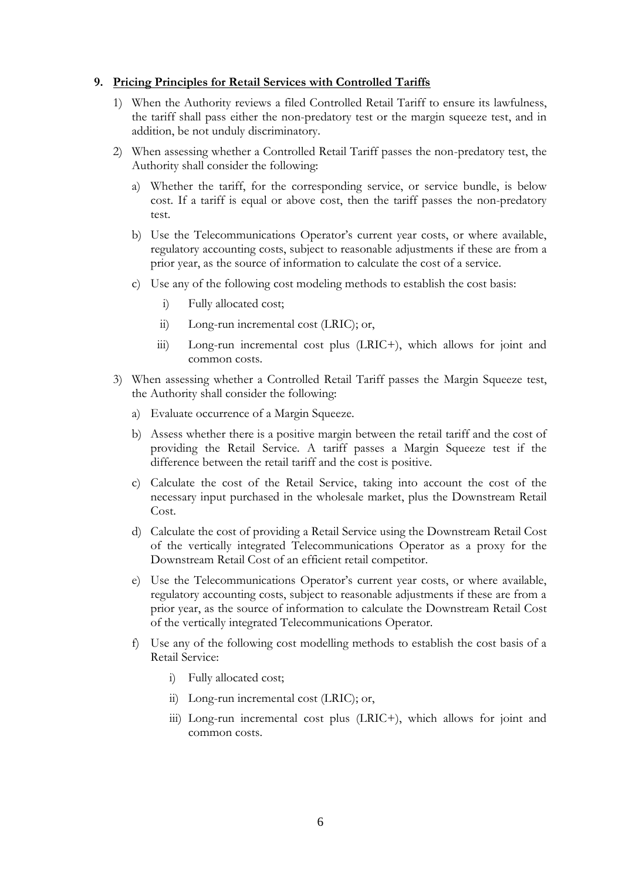## 9. Pricing Principles for Retail Services with Controlled Tariffs

1) When the Authority reviews a filed Controlled Retail Tariff to ensure its lawfulness, the tariff shall pass either the non-predatory test or the margin squeeze test, and in addition, be not unduly discriminatory.

2) When assessing whether a Controlled Retail Tariff passes the non-predatory test, the Authority shall consider the following:

   a) Whether the tariff, for the corresponding service, or service bundle, is below cost. If a tariff is equal or above cost, then the tariff passes the non-predatory test.

   b) Use the Telecommunications Operator's current year costs, or where available, regulatory accounting costs, subject to reasonable adjustments if these are from a prior year, as the source of information to calculate the cost of a service.

   c) Use any of the following cost modeling methods to establish the cost basis:

      i) Fully allocated cost;

      ii) Long-run incremental cost (LRIC); or,

      iii) Long-run incremental cost plus (LRIC+), which allows for joint and common costs.

3) When assessing whether a Controlled Retail Tariff passes the Margin Squeeze test, the Authority shall consider the following:

   a) Evaluate occurrence of a Margin Squeeze.

   b) Assess whether there is a positive margin between the retail tariff and the cost of providing the Retail Service. A tariff passes a Margin Squeeze test if the difference between the retail tariff and the cost is positive.

   c) Calculate the cost of the Retail Service, taking into account the cost of the necessary input purchased in the wholesale market, plus the Downstream Retail Cost.

   d) Calculate the cost of providing a Retail Service using the Downstream Retail Cost of the vertically integrated Telecommunications Operator as a proxy for the Downstream Retail Cost of an efficient retail competitor.

   e) Use the Telecommunications Operator's current year costs, or where available, regulatory accounting costs, subject to reasonable adjustments if these are from a prior year, as the source of information to calculate the Downstream Retail Cost of the vertically integrated Telecommunications Operator.

   f) Use any of the following cost modelling methods to establish the cost basis of a Retail Service:

      i) Fully allocated cost;

      ii) Long-run incremental cost (LRIC); or,

      iii) Long-run incremental cost plus (LRIC+), which allows for joint and common costs.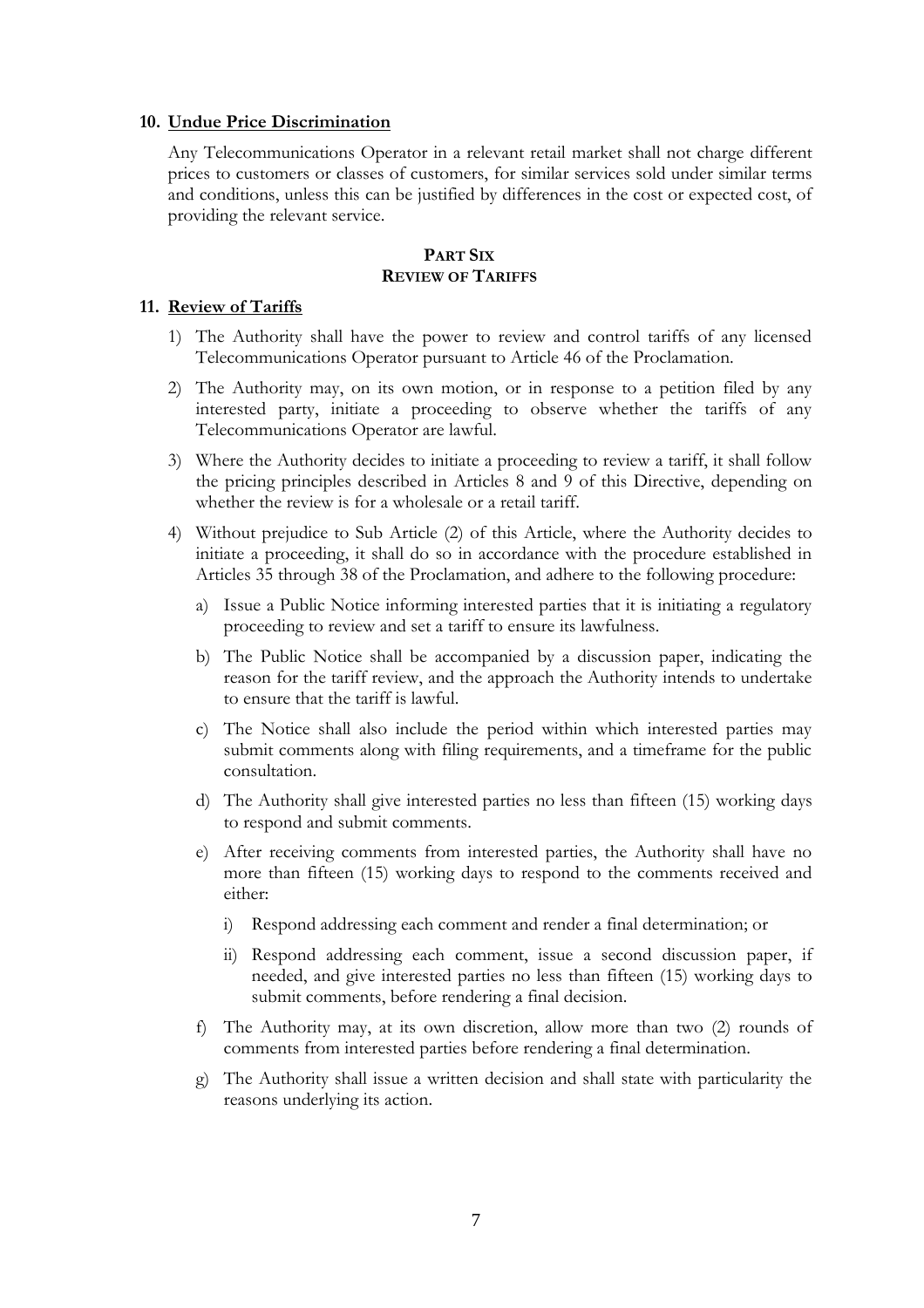**10. Undue Price Discrimination**

Any Telecommunications Operator in a relevant retail market shall not charge different prices to customers or classes of customers, for similar services sold under similar terms and conditions, unless this can be justified by differences in the cost or expected cost, of providing the relevant service.

## PART SIX
## REVIEW OF TARIFFS

**11. Review of Tariffs**

1) The Authority shall have the power to review and control tariffs of any licensed Telecommunications Operator pursuant to Article 46 of the Proclamation.

2) The Authority may, on its own motion, or in response to a petition filed by any interested party, initiate a proceeding to observe whether the tariffs of any Telecommunications Operator are lawful.

3) Where the Authority decides to initiate a proceeding to review a tariff, it shall follow the pricing principles described in Articles 8 and 9 of this Directive, depending on whether the review is for a wholesale or a retail tariff.

4) Without prejudice to Sub Article (2) of this Article, where the Authority decides to initiate a proceeding, it shall do so in accordance with the procedure established in Articles 35 through 38 of the Proclamation, and adhere to the following procedure:

   a) Issue a Public Notice informing interested parties that it is initiating a regulatory proceeding to review and set a tariff to ensure its lawfulness.

   b) The Public Notice shall be accompanied by a discussion paper, indicating the reason for the tariff review, and the approach the Authority intends to undertake to ensure that the tariff is lawful.

   c) The Notice shall also include the period within which interested parties may submit comments along with filing requirements, and a timeframe for the public consultation.

   d) The Authority shall give interested parties no less than fifteen (15) working days to respond and submit comments.

   e) After receiving comments from interested parties, the Authority shall have no more than fifteen (15) working days to respond to the comments received and either:

      i) Respond addressing each comment and render a final determination; or

      ii) Respond addressing each comment, issue a second discussion paper, if needed, and give interested parties no less than fifteen (15) working days to submit comments, before rendering a final decision.

   f) The Authority may, at its own discretion, allow more than two (2) rounds of comments from interested parties before rendering a final determination.

   g) The Authority shall issue a written decision and shall state with particularity the reasons underlying its action.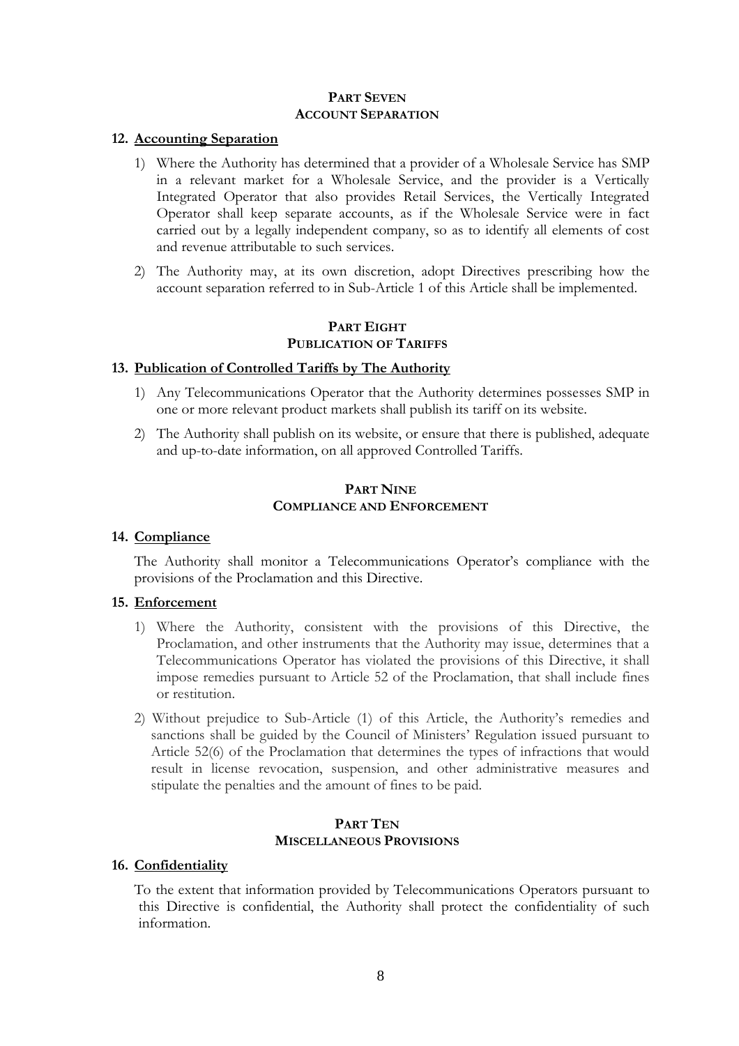## PART SEVEN
## ACCOUNT SEPARATION

### 12. Accounting Separation

1) Where the Authority has determined that a provider of a Wholesale Service has SMP in a relevant market for a Wholesale Service, and the provider is a Vertically Integrated Operator that also provides Retail Services, the Vertically Integrated Operator shall keep separate accounts, as if the Wholesale Service were in fact carried out by a legally independent company, so as to identify all elements of cost and revenue attributable to such services.

2) The Authority may, at its own discretion, adopt Directives prescribing how the account separation referred to in Sub-Article 1 of this Article shall be implemented.

## PART EIGHT
## PUBLICATION OF TARIFFS

### 13. Publication of Controlled Tariffs by The Authority

1) Any Telecommunications Operator that the Authority determines possesses SMP in one or more relevant product markets shall publish its tariff on its website.

2) The Authority shall publish on its website, or ensure that there is published, adequate and up-to-date information, on all approved Controlled Tariffs.

## PART NINE
## COMPLIANCE AND ENFORCEMENT

### 14. Compliance

The Authority shall monitor a Telecommunications Operator's compliance with the provisions of the Proclamation and this Directive.

### 15. Enforcement

1) Where the Authority, consistent with the provisions of this Directive, the Proclamation, and other instruments that the Authority may issue, determines that a Telecommunications Operator has violated the provisions of this Directive, it shall impose remedies pursuant to Article 52 of the Proclamation, that shall include fines or restitution.

2) Without prejudice to Sub-Article (1) of this Article, the Authority's remedies and sanctions shall be guided by the Council of Ministers' Regulation issued pursuant to Article 52(6) of the Proclamation that determines the types of infractions that would result in license revocation, suspension, and other administrative measures and stipulate the penalties and the amount of fines to be paid.

## PART TEN
## MISCELLANEOUS PROVISIONS

### 16. Confidentiality

To the extent that information provided by Telecommunications Operators pursuant to this Directive is confidential, the Authority shall protect the confidentiality of such information.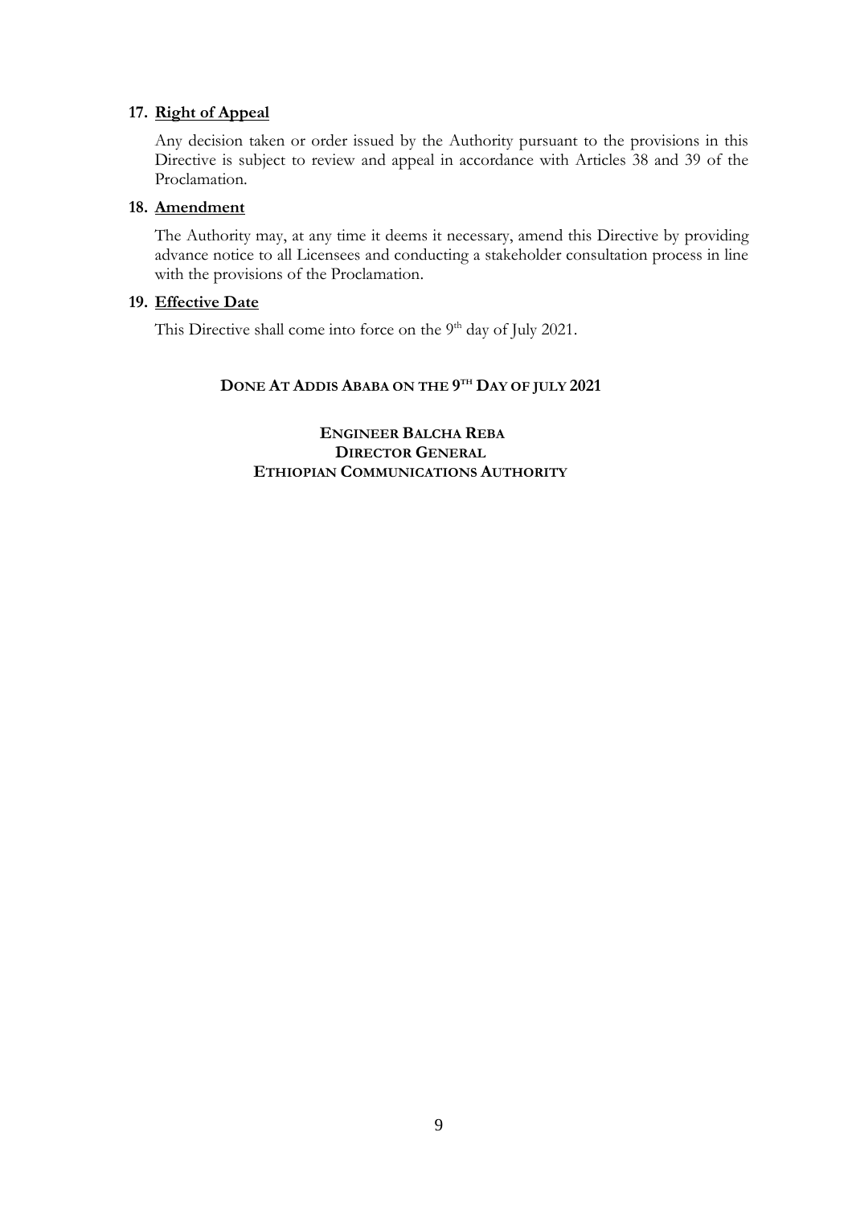### 17. Right of Appeal

Any decision taken or order issued by the Authority pursuant to the provisions in this Directive is subject to review and appeal in accordance with Articles 38 and 39 of the Proclamation.

### 18. Amendment

The Authority may, at any time it deems it necessary, amend this Directive by providing advance notice to all Licensees and conducting a stakeholder consultation process in line with the provisions of the Proclamation.

### 19. Effective Date

This Directive shall come into force on the 9th day of July 2021.

**DONE AT ADDIS ABABA ON THE 9TH DAY OF JULY 2021**

**ENGINEER BALCHA REBA**
**DIRECTOR GENERAL**
**ETHIOPIAN COMMUNICATIONS AUTHORITY**